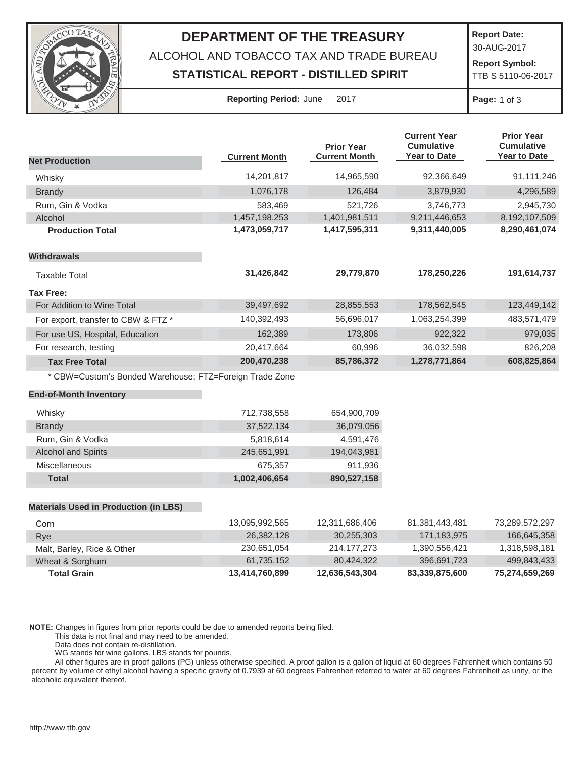# DEPARTMENT OF THE TREASURY

ALCOHOL AND TOBACCO TAX AND TRADE BUREAU

**STATISTICAL REPORT - DISTILLED SPIRIT**

**Report Date:** 30-AUG-2017

**Report Symbol:** TTB S 5110-06-2017

**Reporting Period:** June 2017

| **Net Production** | **Current Month** | **Prior Year Current Month** | **Current Year Cumulative Year to Date** | **Prior Year Cumulative Year to Date** |
|---|---|---|---|---|
| Whisky | 14,201,817 | 14,965,590 | 92,366,649 | 91,111,246 |
| Brandy | 1,076,178 | 126,484 | 3,879,930 | 4,296,589 |
| Rum, Gin & Vodka | 583,469 | 521,726 | 3,746,773 | 2,945,730 |
| Alcohol | 1,457,198,253 | 1,401,981,511 | 9,211,446,653 | 8,192,107,509 |
| **Production Total** | **1,473,059,717** | **1,417,595,311** | **9,311,440,005** | **8,290,461,074** |
| **Withdrawals** | | | | |
| Taxable Total | **31,426,842** | **29,779,870** | **178,250,226** | **191,614,737** |
| **Tax Free:** | | | | |
| For Addition to Wine Total | 39,497,692 | 28,855,553 | 178,562,545 | 123,449,142 |
| For export, transfer to CBW & FTZ * | 140,392,493 | 56,696,017 | 1,063,254,399 | 483,571,479 |
| For use US, Hospital, Education | 162,389 | 173,806 | 922,322 | 979,035 |
| For research, testing | 20,417,664 | 60,996 | 36,032,598 | 826,208 |
| **Tax Free Total** | **200,470,238** | **85,786,372** | **1,278,771,864** | **608,825,864** |

* CBW=Custom's Bonded Warehouse; FTZ=Foreign Trade Zone

| **End-of-Month Inventory** | **Current Month** | **Prior Year Current Month** |
|---|---|---|
| Whisky | 712,738,558 | 654,900,709 |
| Brandy | 37,522,134 | 36,079,056 |
| Rum, Gin & Vodka | 5,818,614 | 4,591,476 |
| Alcohol and Spirits | 245,651,991 | 194,043,981 |
| Miscellaneous | 675,357 | 911,936 |
| **Total** | **1,002,406,654** | **890,527,158** |

| **Materials Used in Production (in LBS)** | **Current Month** | **Prior Year Current Month** | **Current Year Cumulative Year to Date** | **Prior Year Cumulative Year to Date** |
|---|---|---|---|---|
| Corn | 13,095,992,565 | 12,311,686,406 | 81,381,443,481 | 73,289,572,297 |
| Rye | 26,382,128 | 30,255,303 | 171,183,975 | 166,645,358 |
| Malt, Barley, Rice & Other | 230,651,054 | 214,177,273 | 1,390,556,421 | 1,318,598,181 |
| Wheat & Sorghum | 61,735,152 | 80,424,322 | 396,691,723 | 499,843,433 |
| **Total Grain** | **13,414,760,899** | **12,636,543,304** | **83,339,875,600** | **75,274,659,269** |

**NOTE:** Changes in figures from prior reports could be due to amended reports being filed.
This data is not final and may need to be amended.
Data does not contain re-distillation.
WG stands for wine gallons. LBS stands for pounds.
All other figures are in proof gallons (PG) unless otherwise specified. A proof gallon is a gallon of liquid at 60 degrees Fahrenheit which contains 50 percent by volume of ethyl alcohol having a specific gravity of 0.7939 at 60 degrees Fahrenheit referred to water at 60 degrees Fahrenheit as unity, or the alcoholic equivalent thereof.

http://www.ttb.gov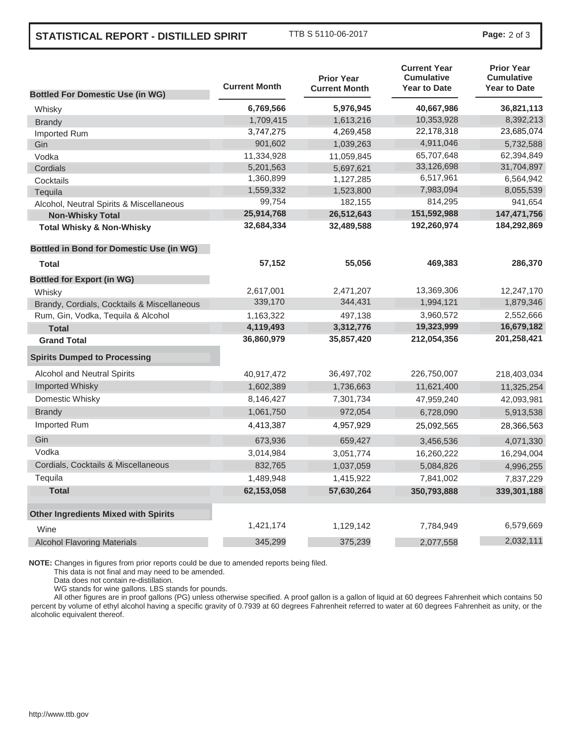# STATISTICAL REPORT - DISTILLED SPIRIT

TTB S 5110-06-2017

| Bottled For Domestic Use (in WG) | Current Month | Prior Year Current Month | Current Year Cumulative Year to Date | Prior Year Cumulative Year to Date |
|---|---|---|---|---|
| Whisky | **6,769,566** | **5,976,945** | **40,667,986** | **36,821,113** |
| Brandy | 1,709,415 | 1,613,216 | 10,353,928 | 8,392,213 |
| Imported Rum | 3,747,275 | 4,269,458 | 22,178,318 | 23,685,074 |
| Gin | 901,602 | 1,039,263 | 4,911,046 | 5,732,588 |
| Vodka | 11,334,928 | 11,059,845 | 65,707,648 | 62,394,849 |
| Cordials | 5,201,563 | 5,697,621 | 33,126,698 | 31,704,897 |
| Cocktails | 1,360,899 | 1,127,285 | 6,517,961 | 6,564,942 |
| Tequila | 1,559,332 | 1,523,800 | 7,983,094 | 8,055,539 |
| Alcohol, Neutral Spirits & Miscellaneous | 99,754 | 182,155 | 814,295 | 941,654 |
| **Non-Whisky Total** | **25,914,768** | **26,512,643** | **151,592,988** | **147,471,756** |
| **Total Whisky & Non-Whisky** | **32,684,334** | **32,489,588** | **192,260,974** | **184,292,869** |
| **Bottled in Bond for Domestic Use (in WG)** | | | | |
| **Total** | **57,152** | **55,056** | **469,383** | **286,370** |
| **Bottled for Export (in WG)** | | | | |
| Whisky | 2,617,001 | 2,471,207 | 13,369,306 | 12,247,170 |
| Brandy, Cordials, Cocktails & Miscellaneous | 339,170 | 344,431 | 1,994,121 | 1,879,346 |
| Rum, Gin, Vodka, Tequila & Alcohol | 1,163,322 | 497,138 | 3,960,572 | 2,552,666 |
| **Total** | **4,119,493** | **3,312,776** | **19,323,999** | **16,679,182** |
| **Grand Total** | **36,860,979** | **35,857,420** | **212,054,356** | **201,258,421** |
| **Spirits Dumped to Processing** | | | | |
| Alcohol and Neutral Spirits | 40,917,472 | 36,497,702 | 226,750,007 | 218,403,034 |
| Imported Whisky | 1,602,389 | 1,736,663 | 11,621,400 | 11,325,254 |
| Domestic Whisky | 8,146,427 | 7,301,734 | 47,959,240 | 42,093,981 |
| Brandy | 1,061,750 | 972,054 | 6,728,090 | 5,913,538 |
| Imported Rum | 4,413,387 | 4,957,929 | 25,092,565 | 28,366,563 |
| Gin | 673,936 | 659,427 | 3,456,536 | 4,071,330 |
| Vodka | 3,014,984 | 3,051,774 | 16,260,222 | 16,294,004 |
| Cordials, Cocktails & Miscellaneous | 832,765 | 1,037,059 | 5,084,826 | 4,996,255 |
| Tequila | 1,489,948 | 1,415,922 | 7,841,002 | 7,837,229 |
| **Total** | **62,153,058** | **57,630,264** | **350,793,888** | **339,301,188** |
| **Other Ingredients Mixed with Spirits** | | | | |
| Wine | 1,421,174 | 1,129,142 | 7,784,949 | 6,579,669 |
| Alcohol Flavoring Materials | 345,299 | 375,239 | 2,077,558 | 2,032,111 |

**NOTE:** Changes in figures from prior reports could be due to amended reports being filed.
This data is not final and may need to be amended.
Data does not contain re-distillation.
WG stands for wine gallons. LBS stands for pounds.
All other figures are in proof gallons (PG) unless otherwise specified. A proof gallon is a gallon of liquid at 60 degrees Fahrenheit which contains 50 percent by volume of ethyl alcohol having a specific gravity of 0.7939 at 60 degrees Fahrenheit referred to water at 60 degrees Fahrenheit as unity, or the alcoholic equivalent thereof.

http://www.ttb.gov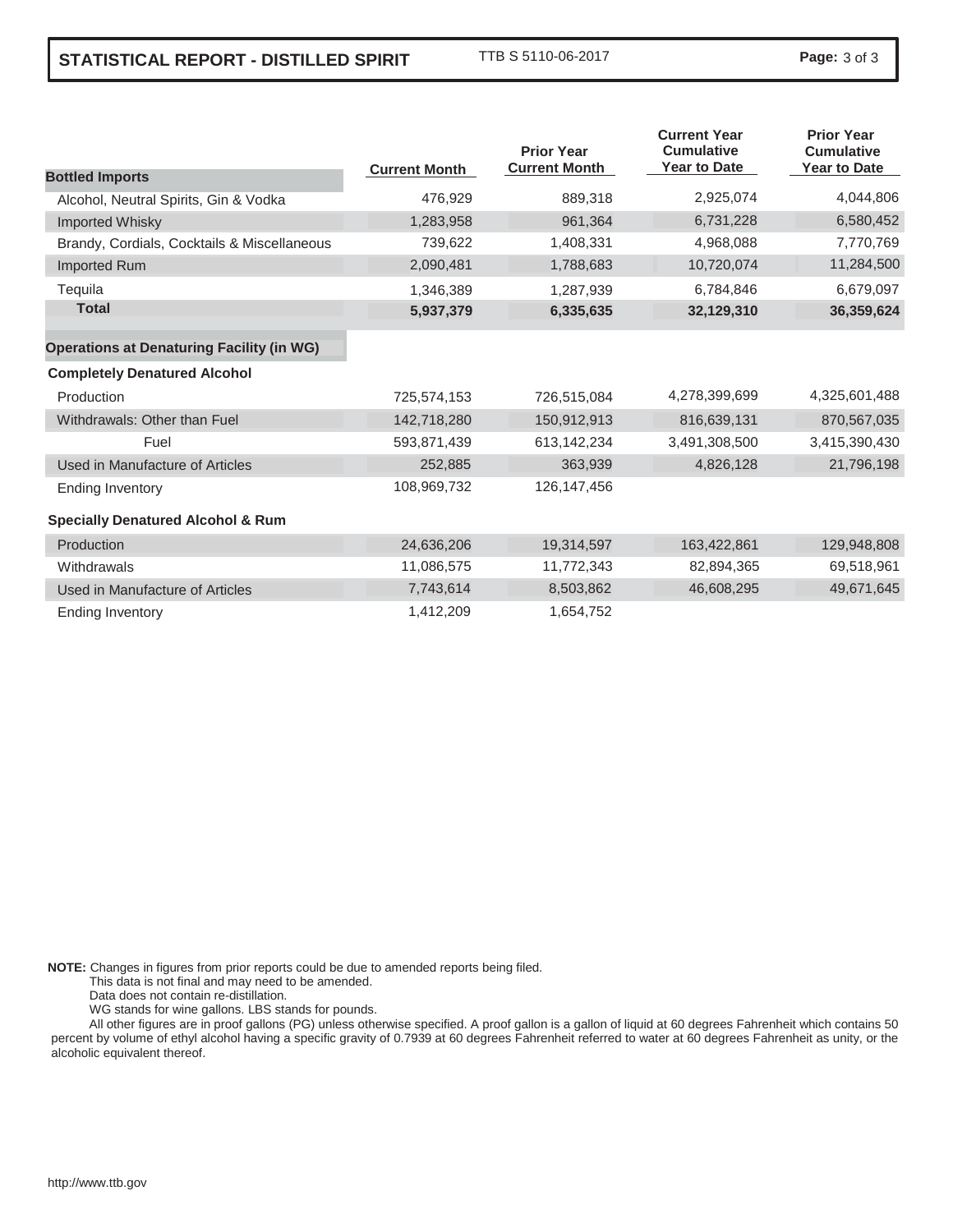## STATISTICAL REPORT - DISTILLED SPIRIT

TTB S 5110-06-2017

| Bottled Imports | Current Month | Prior Year Current Month | Current Year Cumulative Year to Date | Prior Year Cumulative Year to Date |
|---|---|---|---|---|
| Alcohol, Neutral Spirits, Gin & Vodka | 476,929 | 889,318 | 2,925,074 | 4,044,806 |
| Imported Whisky | 1,283,958 | 961,364 | 6,731,228 | 6,580,452 |
| Brandy, Cordials, Cocktails & Miscellaneous | 739,622 | 1,408,331 | 4,968,088 | 7,770,769 |
| Imported Rum | 2,090,481 | 1,788,683 | 10,720,074 | 11,284,500 |
| Tequila | 1,346,389 | 1,287,939 | 6,784,846 | 6,679,097 |
| **Total** | **5,937,379** | **6,335,635** | **32,129,310** | **36,359,624** |
| **Operations at Denaturing Facility (in WG)** | | | | |
| **Completely Denatured Alcohol** | | | | |
| Production | 725,574,153 | 726,515,084 | 4,278,399,699 | 4,325,601,488 |
| Withdrawals: Other than Fuel | 142,718,280 | 150,912,913 | 816,639,131 | 870,567,035 |
| Fuel | 593,871,439 | 613,142,234 | 3,491,308,500 | 3,415,390,430 |
| Used in Manufacture of Articles | 252,885 | 363,939 | 4,826,128 | 21,796,198 |
| Ending Inventory | 108,969,732 | 126,147,456 | | |
| **Specially Denatured Alcohol & Rum** | | | | |
| Production | 24,636,206 | 19,314,597 | 163,422,861 | 129,948,808 |
| Withdrawals | 11,086,575 | 11,772,343 | 82,894,365 | 69,518,961 |
| Used in Manufacture of Articles | 7,743,614 | 8,503,862 | 46,608,295 | 49,671,645 |
| Ending Inventory | 1,412,209 | 1,654,752 | | |

**NOTE:** Changes in figures from prior reports could be due to amended reports being filed.
This data is not final and may need to be amended.
Data does not contain re-distillation.
WG stands for wine gallons. LBS stands for pounds.
All other figures are in proof gallons (PG) unless otherwise specified. A proof gallon is a gallon of liquid at 60 degrees Fahrenheit which contains 50 percent by volume of ethyl alcohol having a specific gravity of 0.7939 at 60 degrees Fahrenheit referred to water at 60 degrees Fahrenheit as unity, or the alcoholic equivalent thereof.

http://www.ttb.gov